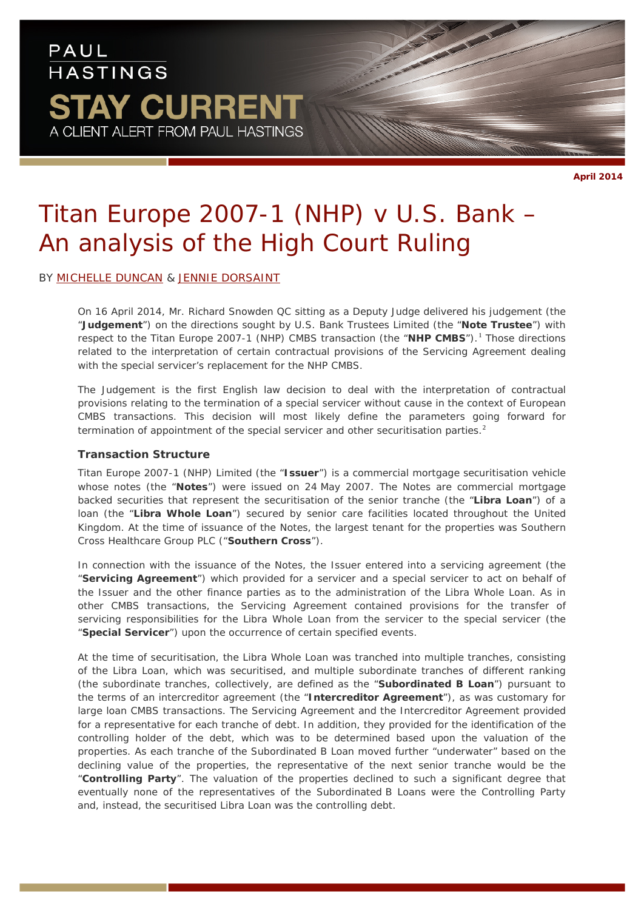PAUL HASTINGS

STAY CURRENT

A CLIENT ALERT FROM PAUL HASTINGS

**April 2014**

# Titan Europe 2007-1 (NHP) v U.S. Bank – An analysis of the High Court Ruling

BY MICHELLE DUNCAN & JENNIE DORSAINT

On 16 April 2014, Mr. Richard Snowden QC sitting as a Deputy Judge delivered his judgement (the "**Judgement**") on the directions sought by U.S. Bank Trustees Limited (the "**Note Trustee**") with respect to the Titan Europe 2007-1 (NHP) CMBS transaction (the "**NHP CMBS**").[1] Those directions related to the interpretation of certain contractual provisions of the Servicing Agreement dealing with the special servicer's replacement for the NHP CMBS.

The Judgement is the first English law decision to deal with the interpretation of contractual provisions relating to the termination of a special servicer without cause in the context of European CMBS transactions. This decision will most likely define the parameters going forward for termination of appointment of the special servicer and other securitisation parties.[2]

### Transaction Structure

Titan Europe 2007-1 (NHP) Limited (the "**Issuer**") is a commercial mortgage securitisation vehicle whose notes (the "**Notes**") were issued on 24 May 2007. The Notes are commercial mortgage backed securities that represent the securitisation of the senior tranche (the "**Libra Loan**") of a loan (the "**Libra Whole Loan**") secured by senior care facilities located throughout the United Kingdom. At the time of issuance of the Notes, the largest tenant for the properties was Southern Cross Healthcare Group PLC ("**Southern Cross**").

In connection with the issuance of the Notes, the Issuer entered into a servicing agreement (the "**Servicing Agreement**") which provided for a servicer and a special servicer to act on behalf of the Issuer and the other finance parties as to the administration of the Libra Whole Loan. As in other CMBS transactions, the Servicing Agreement contained provisions for the transfer of servicing responsibilities for the Libra Whole Loan from the servicer to the special servicer (the "**Special Servicer**") upon the occurrence of certain specified events.

At the time of securitisation, the Libra Whole Loan was tranched into multiple tranches, consisting of the Libra Loan, which was securitised, and multiple subordinate tranches of different ranking (the subordinate tranches, collectively, are defined as the "**Subordinated B Loan**") pursuant to the terms of an intercreditor agreement (the "**Intercreditor Agreement**"), as was customary for large loan CMBS transactions. The Servicing Agreement and the Intercreditor Agreement provided for a representative for each tranche of debt. In addition, they provided for the identification of the controlling holder of the debt, which was to be determined based upon the valuation of the properties. As each tranche of the Subordinated B Loan moved further "underwater" based on the declining value of the properties, the representative of the next senior tranche would be the "**Controlling Party**". The valuation of the properties declined to such a significant degree that eventually none of the representatives of the Subordinated B Loans were the Controlling Party and, instead, the securitised Libra Loan was the controlling debt.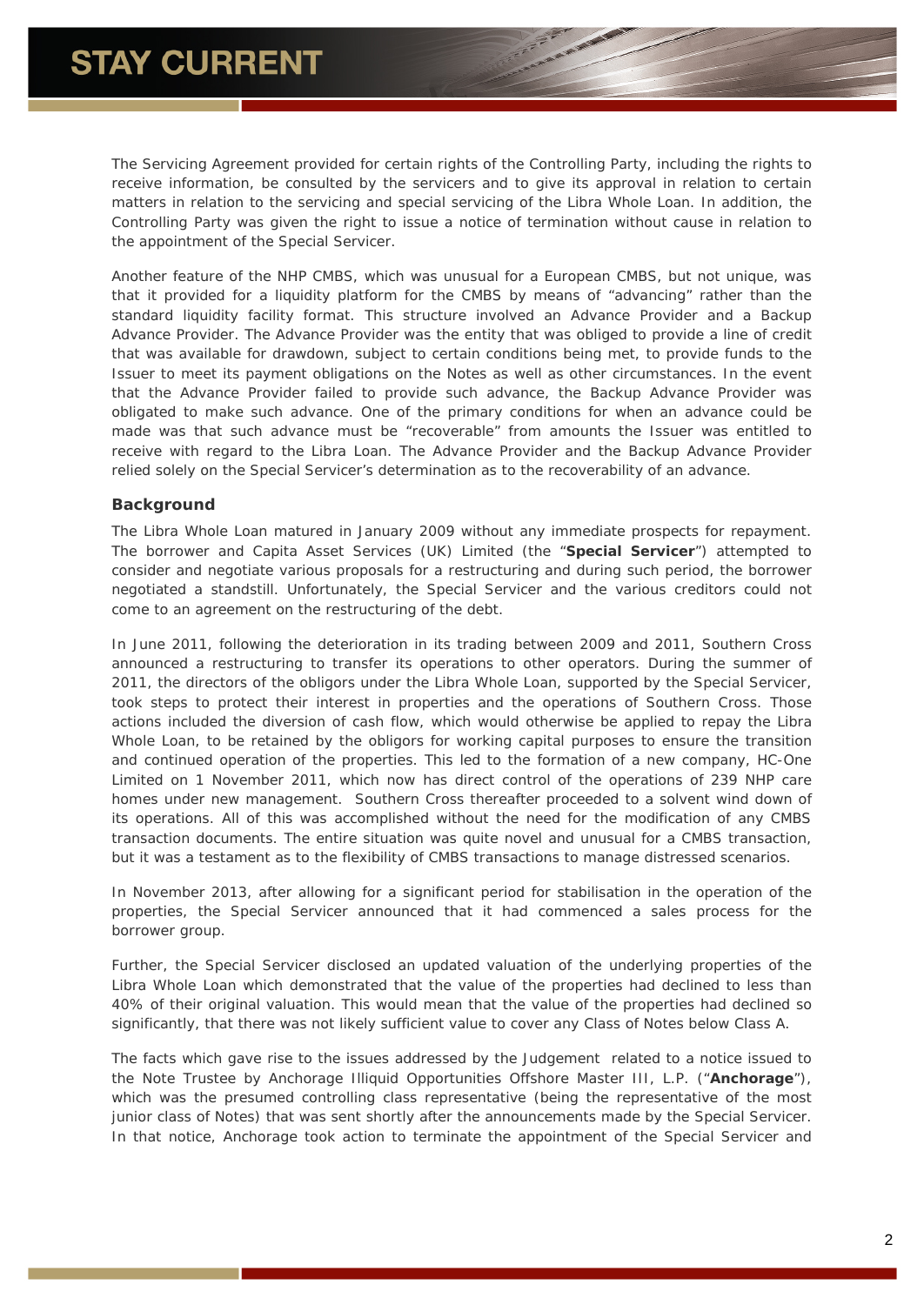The Servicing Agreement provided for certain rights of the Controlling Party, including the rights to receive information, be consulted by the servicers and to give its approval in relation to certain matters in relation to the servicing and special servicing of the Libra Whole Loan. In addition, the Controlling Party was given the right to issue a notice of termination without cause in relation to the appointment of the Special Servicer.

Another feature of the NHP CMBS, which was unusual for a European CMBS, but not unique, was that it provided for a liquidity platform for the CMBS by means of "advancing" rather than the standard liquidity facility format. This structure involved an Advance Provider and a Backup Advance Provider. The Advance Provider was the entity that was obliged to provide a line of credit that was available for drawdown, subject to certain conditions being met, to provide funds to the Issuer to meet its payment obligations on the Notes as well as other circumstances. In the event that the Advance Provider failed to provide such advance, the Backup Advance Provider was obligated to make such advance. One of the primary conditions for when an advance could be made was that such advance must be "recoverable" from amounts the Issuer was entitled to receive with regard to the Libra Loan. The Advance Provider and the Backup Advance Provider relied solely on the Special Servicer's determination as to the recoverability of an advance.

### Background

The Libra Whole Loan matured in January 2009 without any immediate prospects for repayment. The borrower and Capita Asset Services (UK) Limited (the "**Special Servicer**") attempted to consider and negotiate various proposals for a restructuring and during such period, the borrower negotiated a standstill. Unfortunately, the Special Servicer and the various creditors could not come to an agreement on the restructuring of the debt.

In June 2011, following the deterioration in its trading between 2009 and 2011, Southern Cross announced a restructuring to transfer its operations to other operators. During the summer of 2011, the directors of the obligors under the Libra Whole Loan, supported by the Special Servicer, took steps to protect their interest in properties and the operations of Southern Cross. Those actions included the diversion of cash flow, which would otherwise be applied to repay the Libra Whole Loan, to be retained by the obligors for working capital purposes to ensure the transition and continued operation of the properties. This led to the formation of a new company, HC-One Limited on 1 November 2011, which now has direct control of the operations of 239 NHP care homes under new management. Southern Cross thereafter proceeded to a solvent wind down of its operations. All of this was accomplished without the need for the modification of any CMBS transaction documents. The entire situation was quite novel and unusual for a CMBS transaction, but it was a testament as to the flexibility of CMBS transactions to manage distressed scenarios.

In November 2013, after allowing for a significant period for stabilisation in the operation of the properties, the Special Servicer announced that it had commenced a sales process for the borrower group.

Further, the Special Servicer disclosed an updated valuation of the underlying properties of the Libra Whole Loan which demonstrated that the value of the properties had declined to less than 40% of their original valuation. This would mean that the value of the properties had declined so significantly, that there was not likely sufficient value to cover any Class of Notes below Class A.

The facts which gave rise to the issues addressed by the Judgement related to a notice issued to the Note Trustee by Anchorage Illiquid Opportunities Offshore Master III, L.P. ("**Anchorage**"), which was the presumed controlling class representative (being the representative of the most junior class of Notes) that was sent shortly after the announcements made by the Special Servicer. In that notice, Anchorage took action to terminate the appointment of the Special Servicer and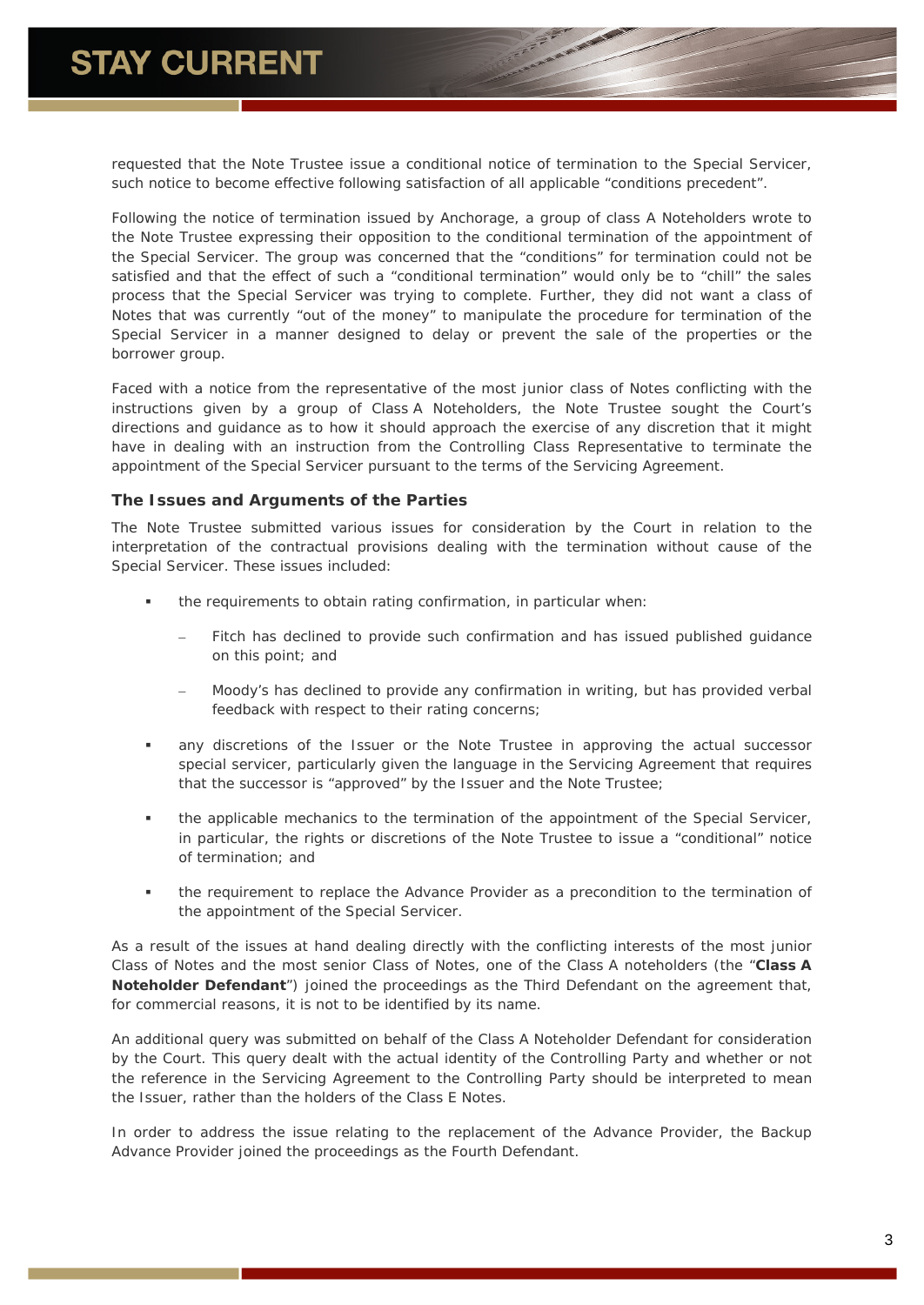requested that the Note Trustee issue a conditional notice of termination to the Special Servicer, such notice to become effective following satisfaction of all applicable "conditions precedent".

Following the notice of termination issued by Anchorage, a group of class A Noteholders wrote to the Note Trustee expressing their opposition to the conditional termination of the appointment of the Special Servicer. The group was concerned that the "conditions" for termination could not be satisfied and that the effect of such a "conditional termination" would only be to "chill" the sales process that the Special Servicer was trying to complete. Further, they did not want a class of Notes that was currently "out of the money" to manipulate the procedure for termination of the Special Servicer in a manner designed to delay or prevent the sale of the properties or the borrower group.

Faced with a notice from the representative of the most junior class of Notes conflicting with the instructions given by a group of Class A Noteholders, the Note Trustee sought the Court's directions and guidance as to how it should approach the exercise of any discretion that it might have in dealing with an instruction from the Controlling Class Representative to terminate the appointment of the Special Servicer pursuant to the terms of the Servicing Agreement.

### The Issues and Arguments of the Parties

The Note Trustee submitted various issues for consideration by the Court in relation to the interpretation of the contractual provisions dealing with the termination without cause of the Special Servicer. These issues included:

- the requirements to obtain rating confirmation, in particular when:
  - Fitch has declined to provide such confirmation and has issued published guidance on this point; and
  - Moody's has declined to provide any confirmation in writing, but has provided verbal feedback with respect to their rating concerns;
- any discretions of the Issuer or the Note Trustee in approving the actual successor special servicer, particularly given the language in the Servicing Agreement that requires that the successor is "approved" by the Issuer and the Note Trustee;
- the applicable mechanics to the termination of the appointment of the Special Servicer, in particular, the rights or discretions of the Note Trustee to issue a "conditional" notice of termination; and
- the requirement to replace the Advance Provider as a precondition to the termination of the appointment of the Special Servicer.

As a result of the issues at hand dealing directly with the conflicting interests of the most junior Class of Notes and the most senior Class of Notes, one of the Class A noteholders (the "**Class A Noteholder Defendant**") joined the proceedings as the Third Defendant on the agreement that, for commercial reasons, it is not to be identified by its name.

An additional query was submitted on behalf of the Class A Noteholder Defendant for consideration by the Court. This query dealt with the actual identity of the Controlling Party and whether or not the reference in the Servicing Agreement to the Controlling Party should be interpreted to mean the Issuer, rather than the holders of the Class E Notes.

In order to address the issue relating to the replacement of the Advance Provider, the Backup Advance Provider joined the proceedings as the Fourth Defendant.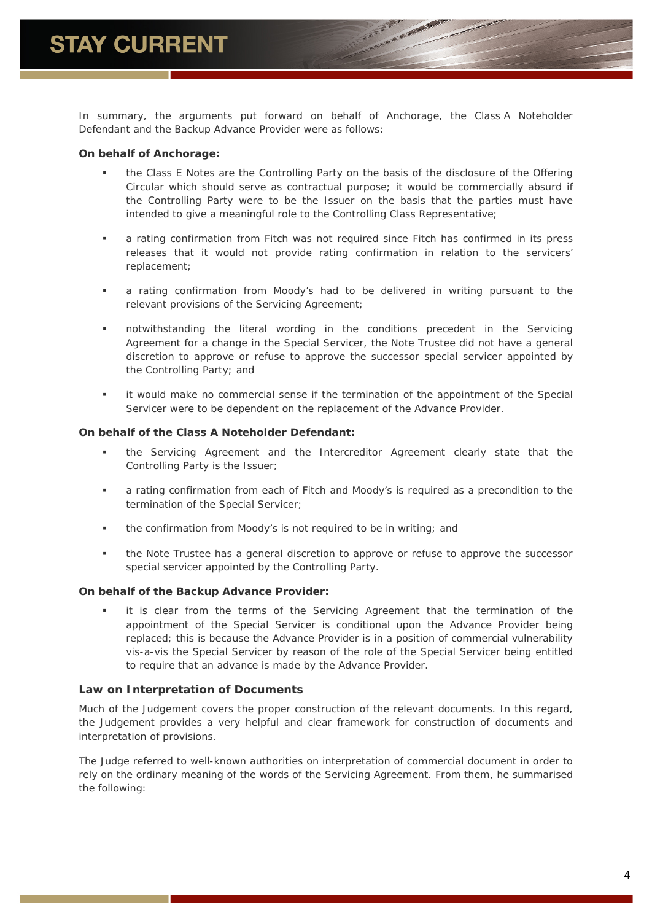In summary, the arguments put forward on behalf of Anchorage, the Class A Noteholder Defendant and the Backup Advance Provider were as follows:

**On behalf of Anchorage:**

- the Class E Notes are the Controlling Party on the basis of the disclosure of the Offering Circular which should serve as contractual purpose; it would be commercially absurd if the Controlling Party were to be the Issuer on the basis that the parties must have intended to give a meaningful role to the Controlling Class Representative;
- a rating confirmation from Fitch was not required since Fitch has confirmed in its press releases that it would not provide rating confirmation in relation to the servicers' replacement;
- a rating confirmation from Moody's had to be delivered in writing pursuant to the relevant provisions of the Servicing Agreement;
- notwithstanding the literal wording in the conditions precedent in the Servicing Agreement for a change in the Special Servicer, the Note Trustee did not have a general discretion to approve or refuse to approve the successor special servicer appointed by the Controlling Party; and
- it would make no commercial sense if the termination of the appointment of the Special Servicer were to be dependent on the replacement of the Advance Provider.

**On behalf of the Class A Noteholder Defendant:**

- the Servicing Agreement and the Intercreditor Agreement clearly state that the Controlling Party is the Issuer;
- a rating confirmation from each of Fitch and Moody's is required as a precondition to the termination of the Special Servicer;
- the confirmation from Moody's is not required to be in writing; and
- the Note Trustee has a general discretion to approve or refuse to approve the successor special servicer appointed by the Controlling Party.

**On behalf of the Backup Advance Provider:**

- it is clear from the terms of the Servicing Agreement that the termination of the appointment of the Special Servicer is conditional upon the Advance Provider being replaced; this is because the Advance Provider is in a position of commercial vulnerability vis-a-vis the Special Servicer by reason of the role of the Special Servicer being entitled to require that an advance is made by the Advance Provider.

### Law on Interpretation of Documents

Much of the Judgement covers the proper construction of the relevant documents. In this regard, the Judgement provides a very helpful and clear framework for construction of documents and interpretation of provisions.

The Judge referred to well-known authorities on interpretation of commercial document in order to rely on the ordinary meaning of the words of the Servicing Agreement. From them, he summarised the following: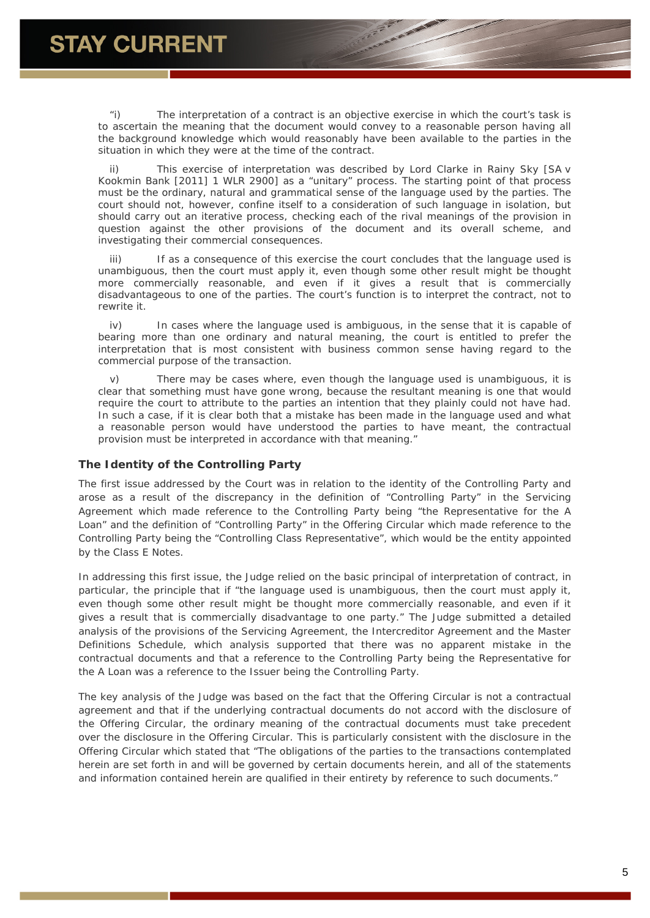"i) The interpretation of a contract is an objective exercise in which the court's task is to ascertain the meaning that the document would convey to a reasonable person having all the background knowledge which would reasonably have been available to the parties in the situation in which they were at the time of the contract.

ii) This exercise of interpretation was described by Lord Clarke in Rainy Sky [SA v Kookmin Bank [2011] 1 WLR 2900] as a "unitary" process. The starting point of that process must be the ordinary, natural and grammatical sense of the language used by the parties. The court should not, however, confine itself to a consideration of such language in isolation, but should carry out an iterative process, checking each of the rival meanings of the provision in question against the other provisions of the document and its overall scheme, and investigating their commercial consequences.

iii) If as a consequence of this exercise the court concludes that the language used is unambiguous, then the court must apply it, even though some other result might be thought more commercially reasonable, and even if it gives a result that is commercially disadvantageous to one of the parties. The court's function is to interpret the contract, not to rewrite it.

iv) In cases where the language used is ambiguous, in the sense that it is capable of bearing more than one ordinary and natural meaning, the court is entitled to prefer the interpretation that is most consistent with business common sense having regard to the commercial purpose of the transaction.

v) There may be cases where, even though the language used is unambiguous, it is clear that something must have gone wrong, because the resultant meaning is one that would require the court to attribute to the parties an intention that they plainly could not have had. In such a case, if it is clear both that a mistake has been made in the language used and what a reasonable person would have understood the parties to have meant, the contractual provision must be interpreted in accordance with that meaning."

### The Identity of the Controlling Party

The first issue addressed by the Court was in relation to the identity of the Controlling Party and arose as a result of the discrepancy in the definition of "Controlling Party" in the Servicing Agreement which made reference to the Controlling Party being "the Representative for the A Loan" and the definition of "Controlling Party" in the Offering Circular which made reference to the Controlling Party being the "Controlling Class Representative", which would be the entity appointed by the Class E Notes.

In addressing this first issue, the Judge relied on the basic principal of interpretation of contract, in particular, the principle that if "the language used is unambiguous, then the court must apply it, even though some other result might be thought more commercially reasonable, and even if it gives a result that is commercially disadvantage to one party." The Judge submitted a detailed analysis of the provisions of the Servicing Agreement, the Intercreditor Agreement and the Master Definitions Schedule, which analysis supported that there was no apparent mistake in the contractual documents and that a reference to the Controlling Party being the Representative for the A Loan was a reference to the Issuer being the Controlling Party.

The key analysis of the Judge was based on the fact that the Offering Circular is not a contractual agreement and that if the underlying contractual documents do not accord with the disclosure of the Offering Circular, the ordinary meaning of the contractual documents must take precedent over the disclosure in the Offering Circular. This is particularly consistent with the disclosure in the Offering Circular which stated that "The obligations of the parties to the transactions contemplated herein are set forth in and will be governed by certain documents herein, and all of the statements and information contained herein are qualified in their entirety by reference to such documents."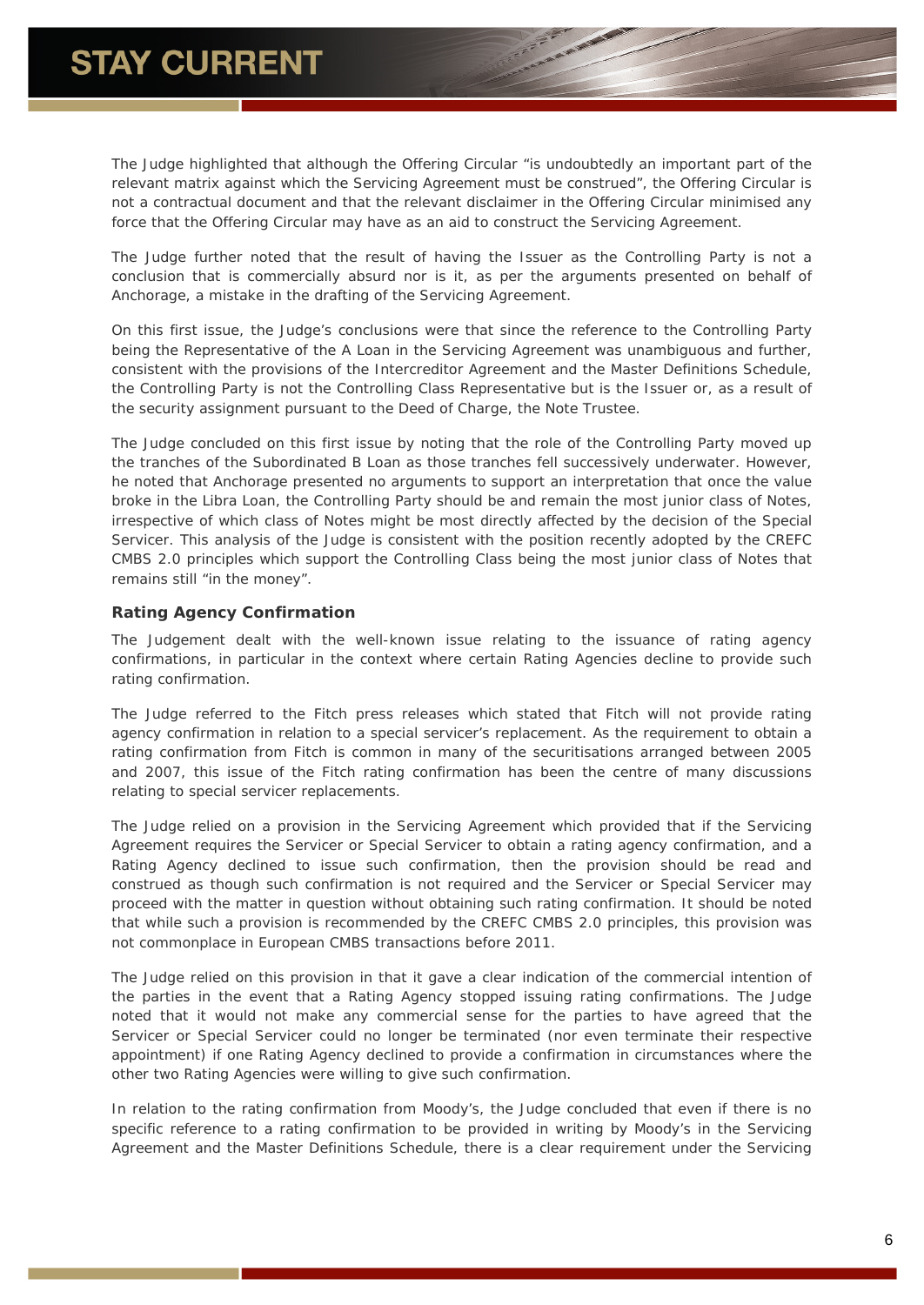The Judge highlighted that although the Offering Circular "is undoubtedly an important part of the relevant matrix against which the Servicing Agreement must be construed", the Offering Circular is not a contractual document and that the relevant disclaimer in the Offering Circular minimised any force that the Offering Circular may have as an aid to construct the Servicing Agreement.

The Judge further noted that the result of having the Issuer as the Controlling Party is not a conclusion that is commercially absurd nor is it, as per the arguments presented on behalf of Anchorage, a mistake in the drafting of the Servicing Agreement.

On this first issue, the Judge's conclusions were that since the reference to the Controlling Party being the Representative of the A Loan in the Servicing Agreement was unambiguous and further, consistent with the provisions of the Intercreditor Agreement and the Master Definitions Schedule, the Controlling Party is not the Controlling Class Representative but is the Issuer or, as a result of the security assignment pursuant to the Deed of Charge, the Note Trustee.

The Judge concluded on this first issue by noting that the role of the Controlling Party moved up the tranches of the Subordinated B Loan as those tranches fell successively underwater. However, he noted that Anchorage presented no arguments to support an interpretation that once the value broke in the Libra Loan, the Controlling Party should be and remain the most junior class of Notes, irrespective of which class of Notes might be most directly affected by the decision of the Special Servicer. This analysis of the Judge is consistent with the position recently adopted by the CREFC CMBS 2.0 principles which support the Controlling Class being the most junior class of Notes that remains still "in the money".

**Rating Agency Confirmation**

The Judgement dealt with the well-known issue relating to the issuance of rating agency confirmations, in particular in the context where certain Rating Agencies decline to provide such rating confirmation.

The Judge referred to the Fitch press releases which stated that Fitch will not provide rating agency confirmation in relation to a special servicer's replacement. As the requirement to obtain a rating confirmation from Fitch is common in many of the securitisations arranged between 2005 and 2007, this issue of the Fitch rating confirmation has been the centre of many discussions relating to special servicer replacements.

The Judge relied on a provision in the Servicing Agreement which provided that if the Servicing Agreement requires the Servicer or Special Servicer to obtain a rating agency confirmation, and a Rating Agency declined to issue such confirmation, then the provision should be read and construed as though such confirmation is not required and the Servicer or Special Servicer may proceed with the matter in question without obtaining such rating confirmation. It should be noted that while such a provision is recommended by the CREFC CMBS 2.0 principles, this provision was not commonplace in European CMBS transactions before 2011.

The Judge relied on this provision in that it gave a clear indication of the commercial intention of the parties in the event that a Rating Agency stopped issuing rating confirmations. The Judge noted that it would not make any commercial sense for the parties to have agreed that the Servicer or Special Servicer could no longer be terminated (nor even terminate their respective appointment) if one Rating Agency declined to provide a confirmation in circumstances where the other two Rating Agencies were willing to give such confirmation.

In relation to the rating confirmation from Moody's, the Judge concluded that even if there is no specific reference to a rating confirmation to be provided in writing by Moody's in the Servicing Agreement and the Master Definitions Schedule, there is a clear requirement under the Servicing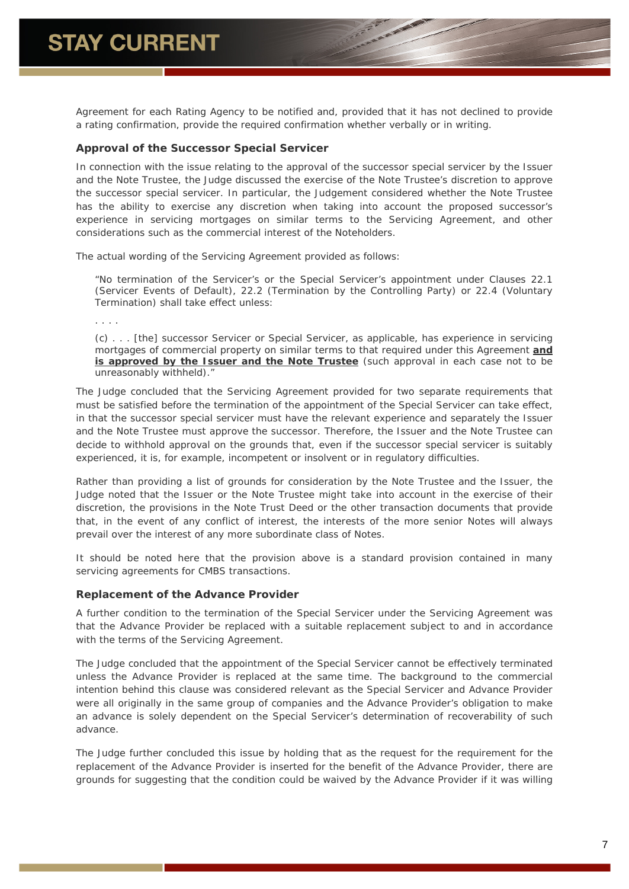Agreement for each Rating Agency to be notified and, provided that it has not declined to provide a rating confirmation, provide the required confirmation whether verbally or in writing.

### Approval of the Successor Special Servicer

In connection with the issue relating to the approval of the successor special servicer by the Issuer and the Note Trustee, the Judge discussed the exercise of the Note Trustee's discretion to approve the successor special servicer. In particular, the Judgement considered whether the Note Trustee has the ability to exercise any discretion when taking into account the proposed successor's experience in servicing mortgages on similar terms to the Servicing Agreement, and other considerations such as the commercial interest of the Noteholders.

The actual wording of the Servicing Agreement provided as follows:

> "No termination of the Servicer's or the Special Servicer's appointment under Clauses 22.1 (Servicer Events of Default), 22.2 (Termination by the Controlling Party) or 22.4 (Voluntary Termination) shall take effect unless:
>
> . . . .
>
> (c) . . . [the] successor Servicer or Special Servicer, as applicable, has experience in servicing mortgages of commercial property on similar terms to that required under this Agreement <u>**and is approved by the Issuer and the Note Trustee**</u> (such approval in each case not to be unreasonably withheld)."

The Judge concluded that the Servicing Agreement provided for two separate requirements that must be satisfied before the termination of the appointment of the Special Servicer can take effect, in that the successor special servicer must have the relevant experience and separately the Issuer and the Note Trustee must approve the successor. Therefore, the Issuer and the Note Trustee can decide to withhold approval on the grounds that, even if the successor special servicer is suitably experienced, it is, for example, incompetent or insolvent or in regulatory difficulties.

Rather than providing a list of grounds for consideration by the Note Trustee and the Issuer, the Judge noted that the Issuer or the Note Trustee might take into account in the exercise of their discretion, the provisions in the Note Trust Deed or the other transaction documents that provide that, in the event of any conflict of interest, the interests of the more senior Notes will always prevail over the interest of any more subordinate class of Notes.

It should be noted here that the provision above is a standard provision contained in many servicing agreements for CMBS transactions.

### Replacement of the Advance Provider

A further condition to the termination of the Special Servicer under the Servicing Agreement was that the Advance Provider be replaced with a suitable replacement subject to and in accordance with the terms of the Servicing Agreement.

The Judge concluded that the appointment of the Special Servicer cannot be effectively terminated unless the Advance Provider is replaced at the same time. The background to the commercial intention behind this clause was considered relevant as the Special Servicer and Advance Provider were all originally in the same group of companies and the Advance Provider's obligation to make an advance is solely dependent on the Special Servicer's determination of recoverability of such advance.

The Judge further concluded this issue by holding that as the request for the requirement for the replacement of the Advance Provider is inserted for the benefit of the Advance Provider, there are grounds for suggesting that the condition could be waived by the Advance Provider if it was willing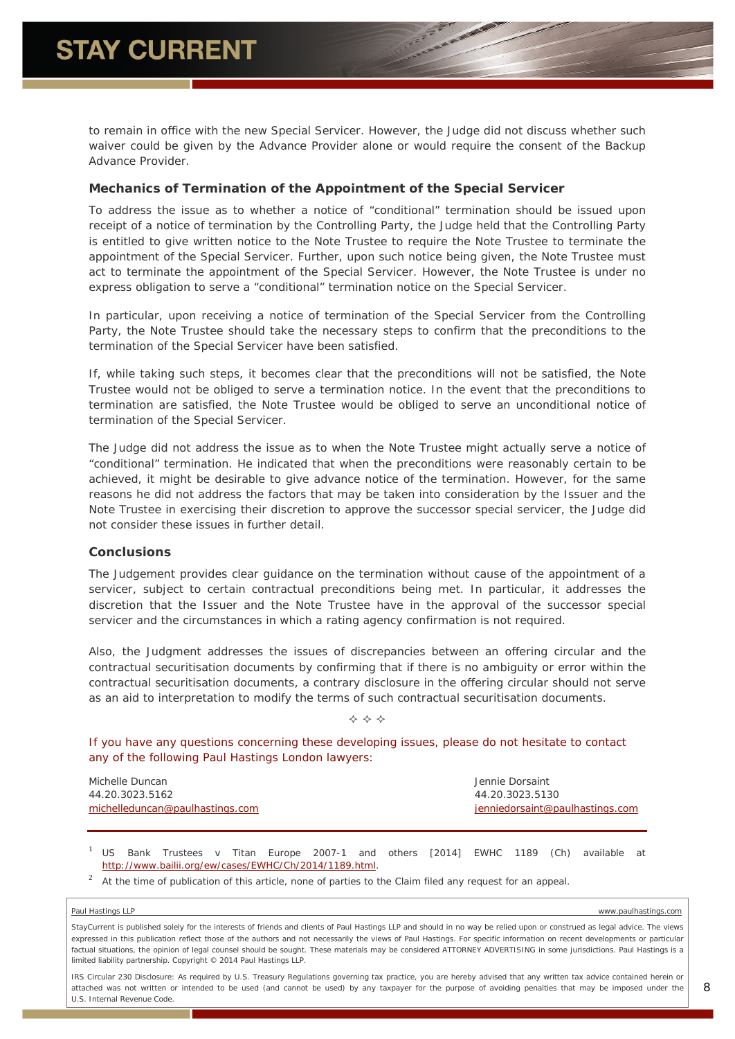to remain in office with the new Special Servicer. However, the Judge did not discuss whether such waiver could be given by the Advance Provider alone or would require the consent of the Backup Advance Provider.

### Mechanics of Termination of the Appointment of the Special Servicer

To address the issue as to whether a notice of "conditional" termination should be issued upon receipt of a notice of termination by the Controlling Party, the Judge held that the Controlling Party is entitled to give written notice to the Note Trustee to require the Note Trustee to terminate the appointment of the Special Servicer. Further, upon such notice being given, the Note Trustee must act to terminate the appointment of the Special Servicer. However, the Note Trustee is under no express obligation to serve a "conditional" termination notice on the Special Servicer.

In particular, upon receiving a notice of termination of the Special Servicer from the Controlling Party, the Note Trustee should take the necessary steps to confirm that the preconditions to the termination of the Special Servicer have been satisfied.

If, while taking such steps, it becomes clear that the preconditions will not be satisfied, the Note Trustee would not be obliged to serve a termination notice. In the event that the preconditions to termination are satisfied, the Note Trustee would be obliged to serve an unconditional notice of termination of the Special Servicer.

The Judge did not address the issue as to when the Note Trustee might actually serve a notice of "conditional" termination. He indicated that when the preconditions were reasonably certain to be achieved, it might be desirable to give advance notice of the termination. However, for the same reasons he did not address the factors that may be taken into consideration by the Issuer and the Note Trustee in exercising their discretion to approve the successor special servicer, the Judge did not consider these issues in further detail.

### Conclusions

The Judgement provides clear guidance on the termination without cause of the appointment of a servicer, subject to certain contractual preconditions being met. In particular, it addresses the discretion that the Issuer and the Note Trustee have in the approval of the successor special servicer and the circumstances in which a rating agency confirmation is not required.

Also, the Judgment addresses the issues of discrepancies between an offering circular and the contractual securitisation documents by confirming that if there is no ambiguity or error within the contractual securitisation documents, a contrary disclosure in the offering circular should not serve as an aid to interpretation to modify the terms of such contractual securitisation documents.

✧ ✧ ✧

If you have any questions concerning these developing issues, please do not hesitate to contact any of the following Paul Hastings London lawyers:

Michelle Duncan
44.20.3023.5162
michelleduncan@paulhastings.com

Jennie Dorsaint
44.20.3023.5130
jenniedorsaint@paulhastings.com

[1] US Bank Trustees v Titan Europe 2007-1 and others [2014] EWHC 1189 (Ch) available at http://www.bailii.org/ew/cases/EWHC/Ch/2014/1189.html.

[2] At the time of publication of this article, none of parties to the Claim filed any request for an appeal.

Paul Hastings LLP www.paulhastings.com

StayCurrent is published solely for the interests of friends and clients of Paul Hastings LLP and should in no way be relied upon or construed as legal advice. The views expressed in this publication reflect those of the authors and not necessarily the views of Paul Hastings. For specific information on recent developments or particular factual situations, the opinion of legal counsel should be sought. These materials may be considered ATTORNEY ADVERTISING in some jurisdictions. Paul Hastings is a limited liability partnership. Copyright © 2014 Paul Hastings LLP.

IRS Circular 230 Disclosure: As required by U.S. Treasury Regulations governing tax practice, you are hereby advised that any written tax advice contained herein or attached was not written or intended to be used (and cannot be used) by any taxpayer for the purpose of avoiding penalties that may be imposed under the U.S. Internal Revenue Code.